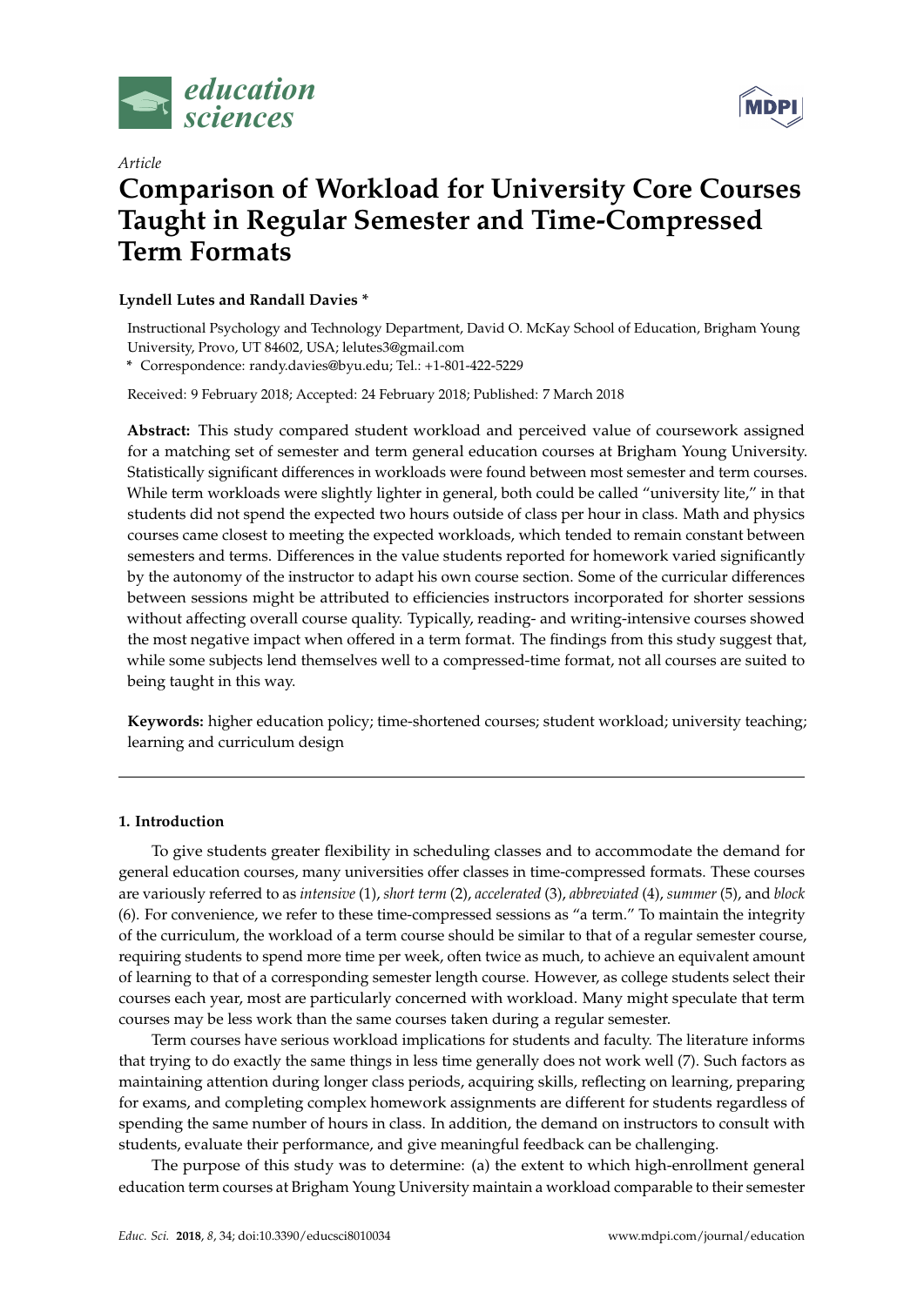*Article*

# Comparison of Workload for University Core Courses Taught in Regular Semester and Time-Compressed Term Formats

**Lyndell Lutes and Randall Davies \***

Instructional Psychology and Technology Department, David O. McKay School of Education, Brigham Young University, Provo, UT 84602, USA; lelutes3@gmail.com

**\*** Correspondence: randy.davies@byu.edu; Tel.: +1-801-422-5229

Received: 9 February 2018; Accepted: 24 February 2018; Published: 7 March 2018

**Abstract:** This study compared student workload and perceived value of coursework assigned for a matching set of semester and term general education courses at Brigham Young University. Statistically significant differences in workloads were found between most semester and term courses. While term workloads were slightly lighter in general, both could be called "university lite," in that students did not spend the expected two hours outside of class per hour in class. Math and physics courses came closest to meeting the expected workloads, which tended to remain constant between semesters and terms. Differences in the value students reported for homework varied significantly by the autonomy of the instructor to adapt his own course section. Some of the curricular differences between sessions might be attributed to efficiencies instructors incorporated for shorter sessions without affecting overall course quality. Typically, reading- and writing-intensive courses showed the most negative impact when offered in a term format. The findings from this study suggest that, while some subjects lend themselves well to a compressed-time format, not all courses are suited to being taught in this way.

**Keywords:** higher education policy; time-shortened courses; student workload; university teaching; learning and curriculum design

## 1. Introduction

To give students greater flexibility in scheduling classes and to accommodate the demand for general education courses, many universities offer classes in time-compressed formats. These courses are variously referred to as *intensive* (1), *short term* (2), *accelerated* (3), *abbreviated* (4), *summer* (5), and *block* (6). For convenience, we refer to these time-compressed sessions as "a term." To maintain the integrity of the curriculum, the workload of a term course should be similar to that of a regular semester course, requiring students to spend more time per week, often twice as much, to achieve an equivalent amount of learning to that of a corresponding semester length course. However, as college students select their courses each year, most are particularly concerned with workload. Many might speculate that term courses may be less work than the same courses taken during a regular semester.

Term courses have serious workload implications for students and faculty. The literature informs that trying to do exactly the same things in less time generally does not work well (7). Such factors as maintaining attention during longer class periods, acquiring skills, reflecting on learning, preparing for exams, and completing complex homework assignments are different for students regardless of spending the same number of hours in class. In addition, the demand on instructors to consult with students, evaluate their performance, and give meaningful feedback can be challenging.

The purpose of this study was to determine: (a) the extent to which high-enrollment general education term courses at Brigham Young University maintain a workload comparable to their semester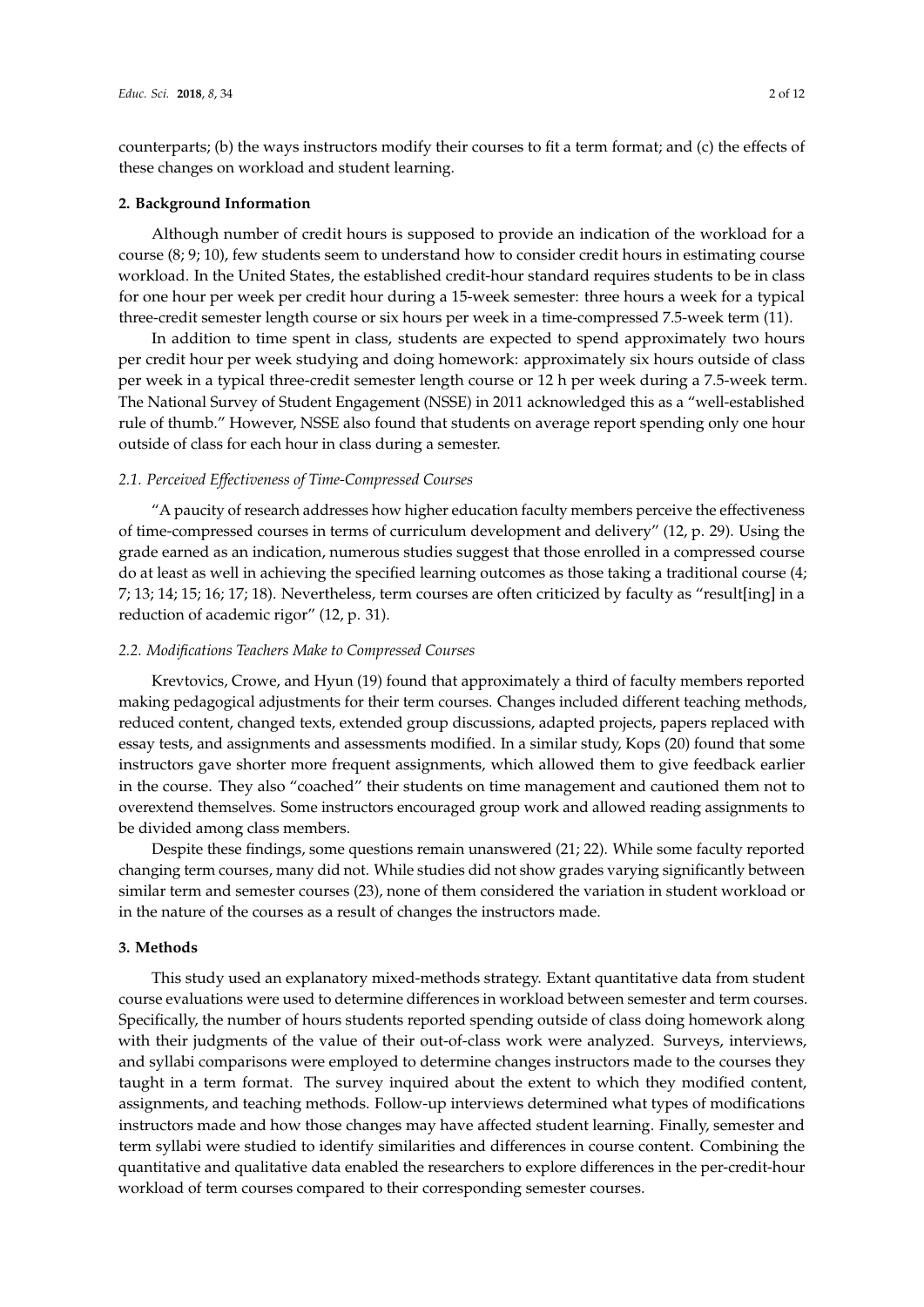counterparts; (b) the ways instructors modify their courses to fit a term format; and (c) the effects of these changes on workload and student learning.

## 2. Background Information

Although number of credit hours is supposed to provide an indication of the workload for a course (8; 9; 10), few students seem to understand how to consider credit hours in estimating course workload. In the United States, the established credit-hour standard requires students to be in class for one hour per week per credit hour during a 15-week semester: three hours a week for a typical three-credit semester length course or six hours per week in a time-compressed 7.5-week term (11).

In addition to time spent in class, students are expected to spend approximately two hours per credit hour per week studying and doing homework: approximately six hours outside of class per week in a typical three-credit semester length course or 12 h per week during a 7.5-week term. The National Survey of Student Engagement (NSSE) in 2011 acknowledged this as a "well-established rule of thumb." However, NSSE also found that students on average report spending only one hour outside of class for each hour in class during a semester.

### 2.1. Perceived Effectiveness of Time-Compressed Courses

"A paucity of research addresses how higher education faculty members perceive the effectiveness of time-compressed courses in terms of curriculum development and delivery" (12, p. 29). Using the grade earned as an indication, numerous studies suggest that those enrolled in a compressed course do at least as well in achieving the specified learning outcomes as those taking a traditional course (4; 7; 13; 14; 15; 16; 17; 18). Nevertheless, term courses are often criticized by faculty as "result[ing] in a reduction of academic rigor" (12, p. 31).

### 2.2. Modifications Teachers Make to Compressed Courses

Krevtovics, Crowe, and Hyun (19) found that approximately a third of faculty members reported making pedagogical adjustments for their term courses. Changes included different teaching methods, reduced content, changed texts, extended group discussions, adapted projects, papers replaced with essay tests, and assignments and assessments modified. In a similar study, Kops (20) found that some instructors gave shorter more frequent assignments, which allowed them to give feedback earlier in the course. They also "coached" their students on time management and cautioned them not to overextend themselves. Some instructors encouraged group work and allowed reading assignments to be divided among class members.

Despite these findings, some questions remain unanswered (21; 22). While some faculty reported changing term courses, many did not. While studies did not show grades varying significantly between similar term and semester courses (23), none of them considered the variation in student workload or in the nature of the courses as a result of changes the instructors made.

## 3. Methods

This study used an explanatory mixed-methods strategy. Extant quantitative data from student course evaluations were used to determine differences in workload between semester and term courses. Specifically, the number of hours students reported spending outside of class doing homework along with their judgments of the value of their out-of-class work were analyzed. Surveys, interviews, and syllabi comparisons were employed to determine changes instructors made to the courses they taught in a term format. The survey inquired about the extent to which they modified content, assignments, and teaching methods. Follow-up interviews determined what types of modifications instructors made and how those changes may have affected student learning. Finally, semester and term syllabi were studied to identify similarities and differences in course content. Combining the quantitative and qualitative data enabled the researchers to explore differences in the per-credit-hour workload of term courses compared to their corresponding semester courses.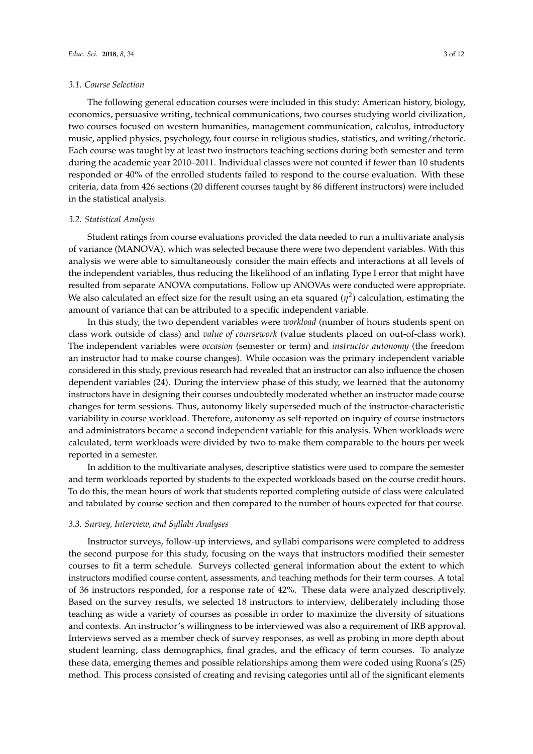### 3.1. Course Selection

The following general education courses were included in this study: American history, biology, economics, persuasive writing, technical communications, two courses studying world civilization, two courses focused on western humanities, management communication, calculus, introductory music, applied physics, psychology, four course in religious studies, statistics, and writing/rhetoric. Each course was taught by at least two instructors teaching sections during both semester and term during the academic year 2010–2011. Individual classes were not counted if fewer than 10 students responded or 40% of the enrolled students failed to respond to the course evaluation. With these criteria, data from 426 sections (20 different courses taught by 86 different instructors) were included in the statistical analysis.

### 3.2. Statistical Analysis

Student ratings from course evaluations provided the data needed to run a multivariate analysis of variance (MANOVA), which was selected because there were two dependent variables. With this analysis we were able to simultaneously consider the main effects and interactions at all levels of the independent variables, thus reducing the likelihood of an inflating Type I error that might have resulted from separate ANOVA computations. Follow up ANOVAs were conducted were appropriate. We also calculated an effect size for the result using an eta squared ($\eta^2$) calculation, estimating the amount of variance that can be attributed to a specific independent variable.

In this study, the two dependent variables were *workload* (number of hours students spent on class work outside of class) and *value of coursework* (value students placed on out-of-class work). The independent variables were *occasion* (semester or term) and *instructor autonomy* (the freedom an instructor had to make course changes). While occasion was the primary independent variable considered in this study, previous research had revealed that an instructor can also influence the chosen dependent variables (24). During the interview phase of this study, we learned that the autonomy instructors have in designing their courses undoubtedly moderated whether an instructor made course changes for term sessions. Thus, autonomy likely superseded much of the instructor-characteristic variability in course workload. Therefore, autonomy as self-reported on inquiry of course instructors and administrators became a second independent variable for this analysis. When workloads were calculated, term workloads were divided by two to make them comparable to the hours per week reported in a semester.

In addition to the multivariate analyses, descriptive statistics were used to compare the semester and term workloads reported by students to the expected workloads based on the course credit hours. To do this, the mean hours of work that students reported completing outside of class were calculated and tabulated by course section and then compared to the number of hours expected for that course.

### 3.3. Survey, Interview, and Syllabi Analyses

Instructor surveys, follow-up interviews, and syllabi comparisons were completed to address the second purpose for this study, focusing on the ways that instructors modified their semester courses to fit a term schedule. Surveys collected general information about the extent to which instructors modified course content, assessments, and teaching methods for their term courses. A total of 36 instructors responded, for a response rate of 42%. These data were analyzed descriptively. Based on the survey results, we selected 18 instructors to interview, deliberately including those teaching as wide a variety of courses as possible in order to maximize the diversity of situations and contexts. An instructor's willingness to be interviewed was also a requirement of IRB approval. Interviews served as a member check of survey responses, as well as probing in more depth about student learning, class demographics, final grades, and the efficacy of term courses. To analyze these data, emerging themes and possible relationships among them were coded using Ruona's (25) method. This process consisted of creating and revising categories until all of the significant elements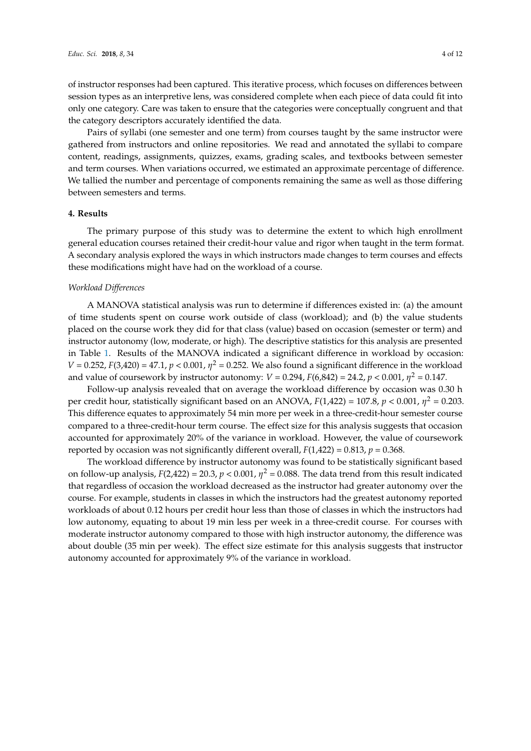of instructor responses had been captured. This iterative process, which focuses on differences between session types as an interpretive lens, was considered complete when each piece of data could fit into only one category. Care was taken to ensure that the categories were conceptually congruent and that the category descriptors accurately identified the data.

Pairs of syllabi (one semester and one term) from courses taught by the same instructor were gathered from instructors and online repositories. We read and annotated the syllabi to compare content, readings, assignments, quizzes, exams, grading scales, and textbooks between semester and term courses. When variations occurred, we estimated an approximate percentage of difference. We tallied the number and percentage of components remaining the same as well as those differing between semesters and terms.

## 4. Results

The primary purpose of this study was to determine the extent to which high enrollment general education courses retained their credit-hour value and rigor when taught in the term format. A secondary analysis explored the ways in which instructors made changes to term courses and effects these modifications might have had on the workload of a course.

### *Workload Differences*

A MANOVA statistical analysis was run to determine if differences existed in: (a) the amount of time students spent on course work outside of class (workload); and (b) the value students placed on the course work they did for that class (value) based on occasion (semester or term) and instructor autonomy (low, moderate, or high). The descriptive statistics for this analysis are presented in Table 1. Results of the MANOVA indicated a significant difference in workload by occasion: $V = 0.252$, $F(3{,}420) = 47.1$, $p < 0.001$, $\eta^2 = 0.252$. We also found a significant difference in the workload and value of coursework by instructor autonomy: $V = 0.294$, $F(6{,}842) = 24.2$, $p < 0.001$, $\eta^2 = 0.147$.

Follow-up analysis revealed that on average the workload difference by occasion was 0.30 h per credit hour, statistically significant based on an ANOVA, $F(1{,}422) = 107.8$, $p < 0.001$, $\eta^2 = 0.203$. This difference equates to approximately 54 min more per week in a three-credit-hour semester course compared to a three-credit-hour term course. The effect size for this analysis suggests that occasion accounted for approximately 20% of the variance in workload. However, the value of coursework reported by occasion was not significantly different overall, $F(1{,}422) = 0.813$, $p = 0.368$.

The workload difference by instructor autonomy was found to be statistically significant based on follow-up analysis, $F(2{,}422) = 20.3$, $p < 0.001$, $\eta^2 = 0.088$. The data trend from this result indicated that regardless of occasion the workload decreased as the instructor had greater autonomy over the course. For example, students in classes in which the instructors had the greatest autonomy reported workloads of about 0.12 hours per credit hour less than those of classes in which the instructors had low autonomy, equating to about 19 min less per week in a three-credit course. For courses with moderate instructor autonomy compared to those with high instructor autonomy, the difference was about double (35 min per week). The effect size estimate for this analysis suggests that instructor autonomy accounted for approximately 9% of the variance in workload.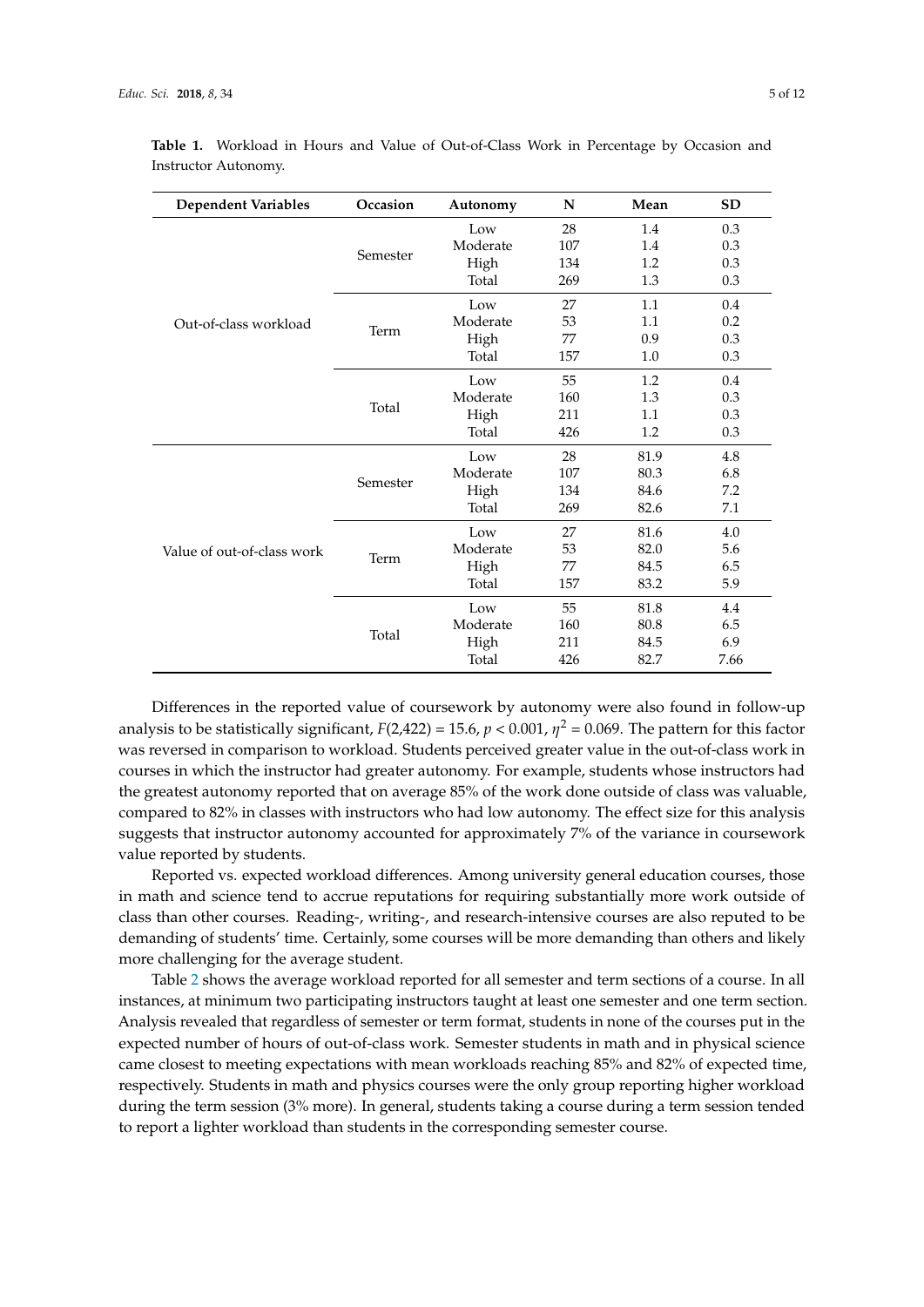**Table 1.** Workload in Hours and Value of Out-of-Class Work in Percentage by Occasion and Instructor Autonomy.

| Dependent Variables | Occasion | Autonomy | N | Mean | SD |
|---|---|---|---|---|---|
| Out-of-class workload | Semester | Low | 28 | 1.4 | 0.3 |
| | | Moderate | 107 | 1.4 | 0.3 |
| | | High | 134 | 1.2 | 0.3 |
| | | Total | 269 | 1.3 | 0.3 |
| | Term | Low | 27 | 1.1 | 0.4 |
| | | Moderate | 53 | 1.1 | 0.2 |
| | | High | 77 | 0.9 | 0.3 |
| | | Total | 157 | 1.0 | 0.3 |
| | Total | Low | 55 | 1.2 | 0.4 |
| | | Moderate | 160 | 1.3 | 0.3 |
| | | High | 211 | 1.1 | 0.3 |
| | | Total | 426 | 1.2 | 0.3 |
| Value of out-of-class work | Semester | Low | 28 | 81.9 | 4.8 |
| | | Moderate | 107 | 80.3 | 6.8 |
| | | High | 134 | 84.6 | 7.2 |
| | | Total | 269 | 82.6 | 7.1 |
| | Term | Low | 27 | 81.6 | 4.0 |
| | | Moderate | 53 | 82.0 | 5.6 |
| | | High | 77 | 84.5 | 6.5 |
| | | Total | 157 | 83.2 | 5.9 |
| | Total | Low | 55 | 81.8 | 4.4 |
| | | Moderate | 160 | 80.8 | 6.5 |
| | | High | 211 | 84.5 | 6.9 |
| | | Total | 426 | 82.7 | 7.66 |

Differences in the reported value of coursework by autonomy were also found in follow-up analysis to be statistically significant, $F(2,422) = 15.6$, $p < 0.001$, $\eta^2 = 0.069$. The pattern for this factor was reversed in comparison to workload. Students perceived greater value in the out-of-class work in courses in which the instructor had greater autonomy. For example, students whose instructors had the greatest autonomy reported that on average 85% of the work done outside of class was valuable, compared to 82% in classes with instructors who had low autonomy. The effect size for this analysis suggests that instructor autonomy accounted for approximately 7% of the variance in coursework value reported by students.

Reported vs. expected workload differences. Among university general education courses, those in math and science tend to accrue reputations for requiring substantially more work outside of class than other courses. Reading-, writing-, and research-intensive courses are also reputed to be demanding of students' time. Certainly, some courses will be more demanding than others and likely more challenging for the average student.

Table 2 shows the average workload reported for all semester and term sections of a course. In all instances, at minimum two participating instructors taught at least one semester and one term section. Analysis revealed that regardless of semester or term format, students in none of the courses put in the expected number of hours of out-of-class work. Semester students in math and in physical science came closest to meeting expectations with mean workloads reaching 85% and 82% of expected time, respectively. Students in math and physics courses were the only group reporting higher workload during the term session (3% more). In general, students taking a course during a term session tended to report a lighter workload than students in the corresponding semester course.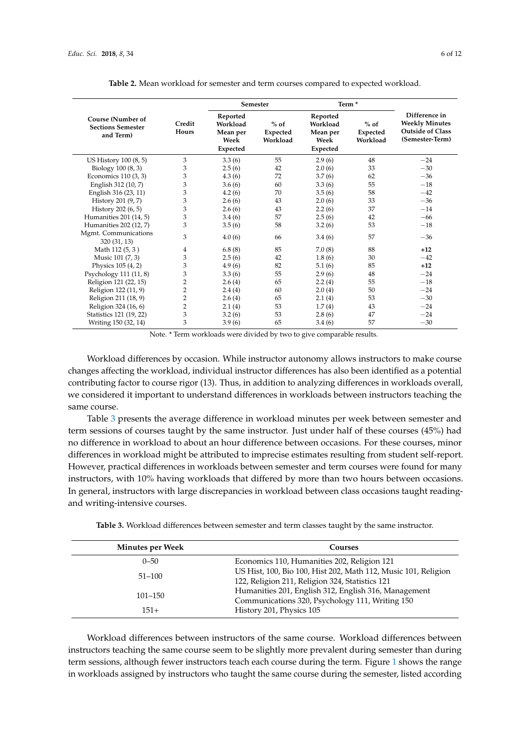**Table 2.** Mean workload for semester and term courses compared to expected workload.

| Course (Number of Sections Semester and Term) | Credit Hours | Semester | | Term * | | Difference in Weekly Minutes Outside of Class (Semester-Term) |
|---|---|---|---|---|---|---|
| | | Reported Workload Mean per Week Expected | % of Expected Workload | Reported Workload Mean per Week Expected | % of Expected Workload | |
| US History 100 (8, 5) | 3 | 3.3 (6) | 55 | 2.9 (6) | 48 | −24 |
| Biology 100 (8, 3) | 3 | 2.5 (6) | 42 | 2.0 (6) | 33 | −30 |
| Economics 110 (3, 3) | 3 | 4.3 (6) | 72 | 3.7 (6) | 62 | −36 |
| English 312 (10, 7) | 3 | 3.6 (6) | 60 | 3.3 (6) | 55 | −18 |
| English 316 (23, 11) | 3 | 4.2 (6) | 70 | 3.5 (6) | 58 | −42 |
| History 201 (9, 7) | 3 | 2.6 (6) | 43 | 2.0 (6) | 33 | −36 |
| History 202 (6, 5) | 3 | 2.6 (6) | 43 | 2.2 (6) | 37 | −14 |
| Humanities 201 (14, 5) | 3 | 3.4 (6) | 57 | 2.5 (6) | 42 | −66 |
| Humanities 202 (12, 7) | 3 | 3.5 (6) | 58 | 3.2 (6) | 53 | −18 |
| Mgmt. Communications 320 (31, 13) | 3 | 4.0 (6) | 66 | 3.4 (6) | 57 | −36 |
| Math 112 (5, 3 ) | 4 | 6.8 (8) | 85 | 7.0 (8) | 88 | **+12** |
| Music 101 (7, 3) | 3 | 2.5 (6) | 42 | 1.8 (6) | 30 | −42 |
| Physics 105 (4, 2) | 3 | 4.9 (6) | 82 | 5.1 (6) | 85 | **+12** |
| Psychology 111 (11, 8) | 3 | 3.3 (6) | 55 | 2.9 (6) | 48 | −24 |
| Religion 121 (22, 15) | 2 | 2.6 (4) | 65 | 2.2 (4) | 55 | −18 |
| Religion 122 (11, 9) | 2 | 2.4 (4) | 60 | 2.0 (4) | 50 | −24 |
| Religion 211 (18, 9) | 2 | 2.6 (4) | 65 | 2.1 (4) | 53 | −30 |
| Religion 324 (16, 6) | 2 | 2.1 (4) | 53 | 1.7 (4) | 43 | −24 |
| Statistics 121 (19, 22) | 3 | 3.2 (6) | 53 | 2.8 (6) | 47 | −24 |
| Writing 150 (32, 14) | 3 | 3.9 (6) | 65 | 3.4 (6) | 57 | −30 |

Note. * Term workloads were divided by two to give comparable results.

Workload differences by occasion. While instructor autonomy allows instructors to make course changes affecting the workload, individual instructor differences has also been identified as a potential contributing factor to course rigor (13). Thus, in addition to analyzing differences in workloads overall, we considered it important to understand differences in workloads between instructors teaching the same course.

Table 3 presents the average difference in workload minutes per week between semester and term sessions of courses taught by the same instructor. Just under half of these courses (45%) had no difference in workload to about an hour difference between occasions. For these courses, minor differences in workload might be attributed to imprecise estimates resulting from student self-report. However, practical differences in workloads between semester and term courses were found for many instructors, with 10% having workloads that differed by more than two hours between occasions. In general, instructors with large discrepancies in workload between class occasions taught reading- and writing-intensive courses.

**Table 3.** Workload differences between semester and term classes taught by the same instructor.

| Minutes per Week | Courses |
|---|---|
| 0–50 | Economics 110, Humanities 202, Religion 121 |
| 51–100 | US Hist, 100, Bio 100, Hist 202, Math 112, Music 101, Religion 122, Religion 211, Religion 324, Statistics 121 |
| 101–150 | Humanities 201, English 312, English 316, Management Communications 320, Psychology 111, Writing 150 |
| 151+ | History 201, Physics 105 |

Workload differences between instructors of the same course. Workload differences between instructors teaching the same course seem to be slightly more prevalent during semester than during term sessions, although fewer instructors teach each course during the term. Figure 1 shows the range in workloads assigned by instructors who taught the same course during the semester, listed according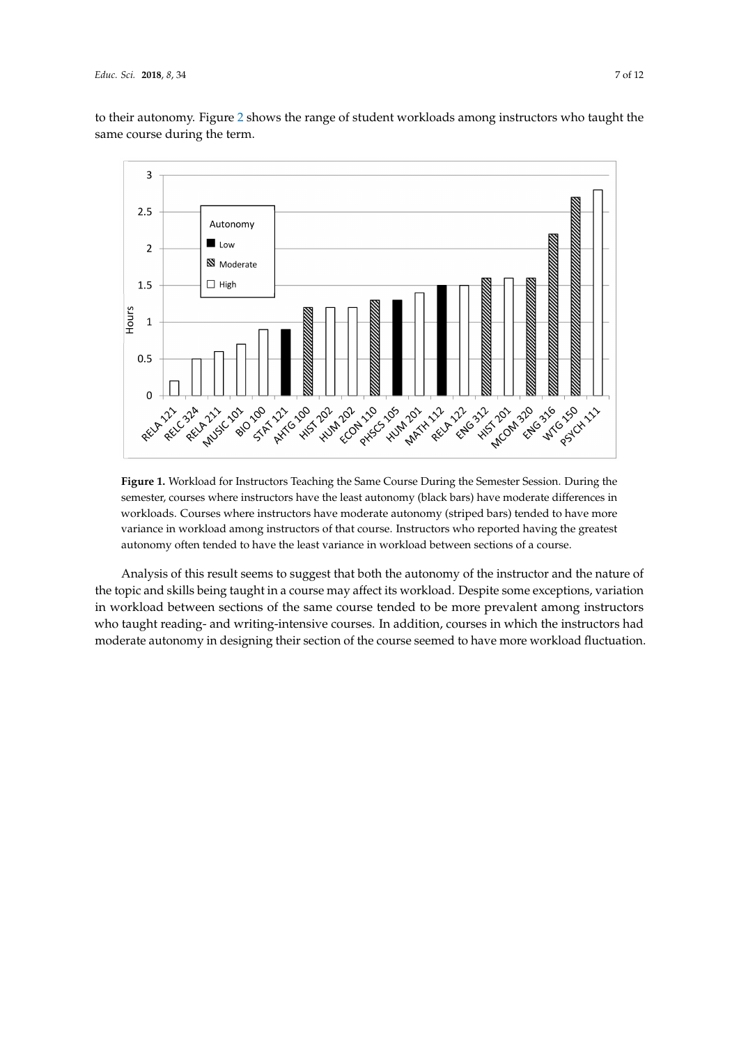to their autonomy. Figure 2 shows the range of student workloads among instructors who taught the same course during the term.

Autonomy

Low

Moderate

High

Hours

3

2.5

2

1.5

1

0.5

0

RELA 121
RELC 324
RELA 211
MUSIC 101
BIO 100
STAT 121
AHTG 100
HIST 202
HUM 202
ECON 110
PHSCS 105
HUM 201
MATH 112
RELA 122
ENG 312
HIST 201
MCOM 320
ENG 316
WTG 150
PSYCH 111

**Figure 1.** Workload for Instructors Teaching the Same Course During the Semester Session. During the semester, courses where instructors have the least autonomy (black bars) have moderate differences in workloads. Courses where instructors have moderate autonomy (striped bars) tended to have more variance in workload among instructors of that course. Instructors who reported having the greatest autonomy often tended to have the least variance in workload between sections of a course.

Analysis of this result seems to suggest that both the autonomy of the instructor and the nature of the topic and skills being taught in a course may affect its workload. Despite some exceptions, variation in workload between sections of the same course tended to be more prevalent among instructors who taught reading- and writing-intensive courses. In addition, courses in which the instructors had moderate autonomy in designing their section of the course seemed to have more workload fluctuation.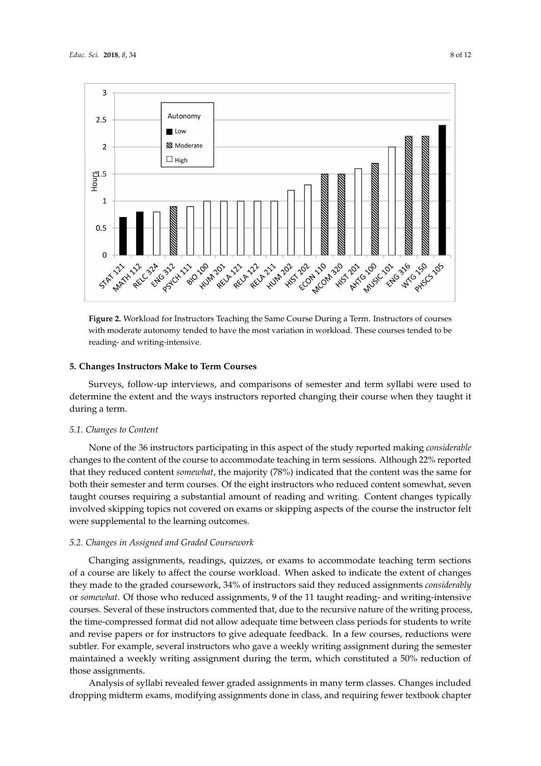Autonomy

Low

Moderate

High

Hours

3

2.5

2

1.5

1

0.5

0

STAT 121
MATH 112
RELC 324
ENG 312
PSYCH 111
BIO 100
HUM 201
RELA 121
RELA 122
RELA 211
HUM 202
HIST 202
ECON 110
MCOM 320
HIST 201
AHTG 100
MUSIC 101
ENG 316
WTG 150
PHSCS 105

**Figure 2.** Workload for Instructors Teaching the Same Course During a Term. Instructors of courses with moderate autonomy tended to have the most variation in workload. These courses tended to be reading- and writing-intensive.

## 5. Changes Instructors Make to Term Courses

Surveys, follow-up interviews, and comparisons of semester and term syllabi were used to determine the extent and the ways instructors reported changing their course when they taught it during a term.

### 5.1. Changes to Content

None of the 36 instructors participating in this aspect of the study reported making *considerable* changes to the content of the course to accommodate teaching in term sessions. Although 22% reported that they reduced content *somewhat*, the majority (78%) indicated that the content was the same for both their semester and term courses. Of the eight instructors who reduced content somewhat, seven taught courses requiring a substantial amount of reading and writing. Content changes typically involved skipping topics not covered on exams or skipping aspects of the course the instructor felt were supplemental to the learning outcomes.

### 5.2. Changes in Assigned and Graded Coursework

Changing assignments, readings, quizzes, or exams to accommodate teaching term sections of a course are likely to affect the course workload. When asked to indicate the extent of changes they made to the graded coursework, 34% of instructors said they reduced assignments *considerably* or *somewhat*. Of those who reduced assignments, 9 of the 11 taught reading- and writing-intensive courses. Several of these instructors commented that, due to the recursive nature of the writing process, the time-compressed format did not allow adequate time between class periods for students to write and revise papers or for instructors to give adequate feedback. In a few courses, reductions were subtler. For example, several instructors who gave a weekly writing assignment during the semester maintained a weekly writing assignment during the term, which constituted a 50% reduction of those assignments.

Analysis of syllabi revealed fewer graded assignments in many term classes. Changes included dropping midterm exams, modifying assignments done in class, and requiring fewer textbook chapter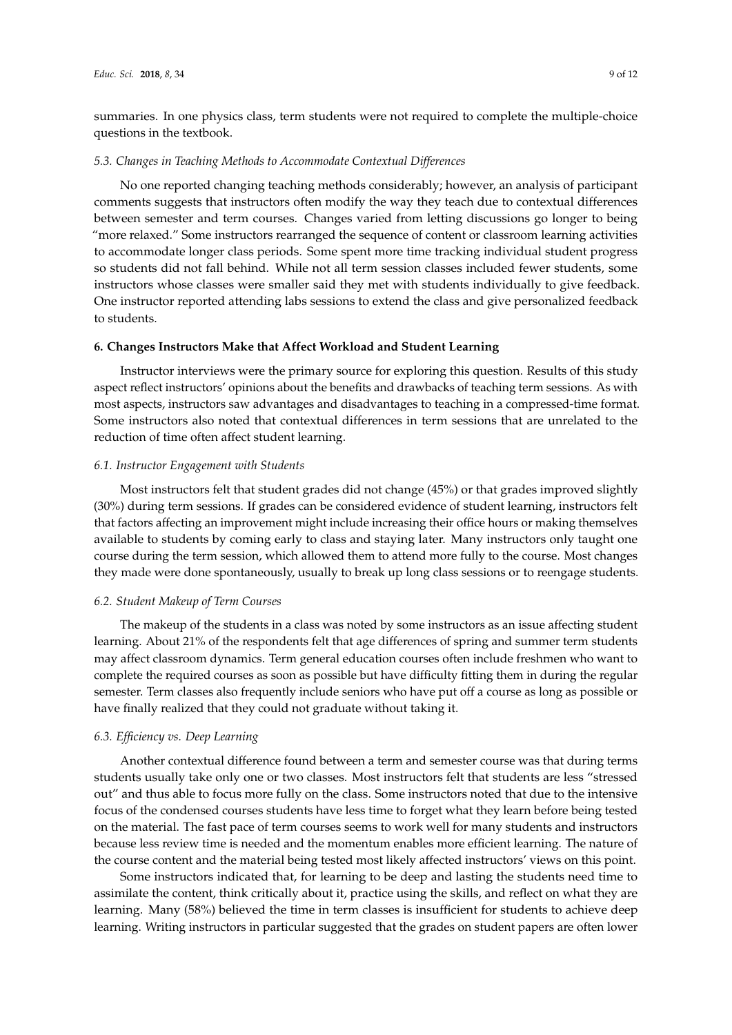summaries. In one physics class, term students were not required to complete the multiple-choice questions in the textbook.

### *5.3. Changes in Teaching Methods to Accommodate Contextual Differences*

No one reported changing teaching methods considerably; however, an analysis of participant comments suggests that instructors often modify the way they teach due to contextual differences between semester and term courses. Changes varied from letting discussions go longer to being "more relaxed." Some instructors rearranged the sequence of content or classroom learning activities to accommodate longer class periods. Some spent more time tracking individual student progress so students did not fall behind. While not all term session classes included fewer students, some instructors whose classes were smaller said they met with students individually to give feedback. One instructor reported attending labs sessions to extend the class and give personalized feedback to students.

## **6. Changes Instructors Make that Affect Workload and Student Learning**

Instructor interviews were the primary source for exploring this question. Results of this study aspect reflect instructors' opinions about the benefits and drawbacks of teaching term sessions. As with most aspects, instructors saw advantages and disadvantages to teaching in a compressed-time format. Some instructors also noted that contextual differences in term sessions that are unrelated to the reduction of time often affect student learning.

### *6.1. Instructor Engagement with Students*

Most instructors felt that student grades did not change (45%) or that grades improved slightly (30%) during term sessions. If grades can be considered evidence of student learning, instructors felt that factors affecting an improvement might include increasing their office hours or making themselves available to students by coming early to class and staying later. Many instructors only taught one course during the term session, which allowed them to attend more fully to the course. Most changes they made were done spontaneously, usually to break up long class sessions or to reengage students.

### *6.2. Student Makeup of Term Courses*

The makeup of the students in a class was noted by some instructors as an issue affecting student learning. About 21% of the respondents felt that age differences of spring and summer term students may affect classroom dynamics. Term general education courses often include freshmen who want to complete the required courses as soon as possible but have difficulty fitting them in during the regular semester. Term classes also frequently include seniors who have put off a course as long as possible or have finally realized that they could not graduate without taking it.

### *6.3. Efficiency vs. Deep Learning*

Another contextual difference found between a term and semester course was that during terms students usually take only one or two classes. Most instructors felt that students are less "stressed out" and thus able to focus more fully on the class. Some instructors noted that due to the intensive focus of the condensed courses students have less time to forget what they learn before being tested on the material. The fast pace of term courses seems to work well for many students and instructors because less review time is needed and the momentum enables more efficient learning. The nature of the course content and the material being tested most likely affected instructors' views on this point.

Some instructors indicated that, for learning to be deep and lasting the students need time to assimilate the content, think critically about it, practice using the skills, and reflect on what they are learning. Many (58%) believed the time in term classes is insufficient for students to achieve deep learning. Writing instructors in particular suggested that the grades on student papers are often lower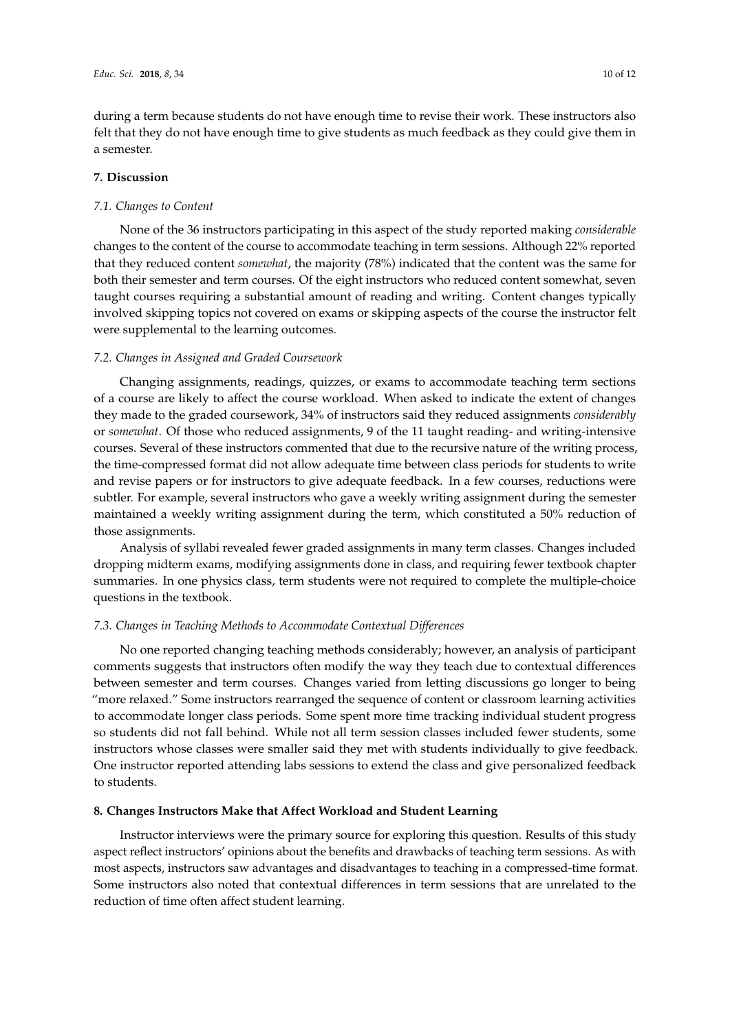during a term because students do not have enough time to revise their work. These instructors also felt that they do not have enough time to give students as much feedback as they could give them in a semester.

## 7. Discussion

### *7.1. Changes to Content*

None of the 36 instructors participating in this aspect of the study reported making *considerable* changes to the content of the course to accommodate teaching in term sessions. Although 22% reported that they reduced content *somewhat*, the majority (78%) indicated that the content was the same for both their semester and term courses. Of the eight instructors who reduced content somewhat, seven taught courses requiring a substantial amount of reading and writing. Content changes typically involved skipping topics not covered on exams or skipping aspects of the course the instructor felt were supplemental to the learning outcomes.

### *7.2. Changes in Assigned and Graded Coursework*

Changing assignments, readings, quizzes, or exams to accommodate teaching term sections of a course are likely to affect the course workload. When asked to indicate the extent of changes they made to the graded coursework, 34% of instructors said they reduced assignments *considerably* or *somewhat*. Of those who reduced assignments, 9 of the 11 taught reading- and writing-intensive courses. Several of these instructors commented that due to the recursive nature of the writing process, the time-compressed format did not allow adequate time between class periods for students to write and revise papers or for instructors to give adequate feedback. In a few courses, reductions were subtler. For example, several instructors who gave a weekly writing assignment during the semester maintained a weekly writing assignment during the term, which constituted a 50% reduction of those assignments.

Analysis of syllabi revealed fewer graded assignments in many term classes. Changes included dropping midterm exams, modifying assignments done in class, and requiring fewer textbook chapter summaries. In one physics class, term students were not required to complete the multiple-choice questions in the textbook.

### *7.3. Changes in Teaching Methods to Accommodate Contextual Differences*

No one reported changing teaching methods considerably; however, an analysis of participant comments suggests that instructors often modify the way they teach due to contextual differences between semester and term courses. Changes varied from letting discussions go longer to being "more relaxed." Some instructors rearranged the sequence of content or classroom learning activities to accommodate longer class periods. Some spent more time tracking individual student progress so students did not fall behind. While not all term session classes included fewer students, some instructors whose classes were smaller said they met with students individually to give feedback. One instructor reported attending labs sessions to extend the class and give personalized feedback to students.

## 8. Changes Instructors Make that Affect Workload and Student Learning

Instructor interviews were the primary source for exploring this question. Results of this study aspect reflect instructors' opinions about the benefits and drawbacks of teaching term sessions. As with most aspects, instructors saw advantages and disadvantages to teaching in a compressed-time format. Some instructors also noted that contextual differences in term sessions that are unrelated to the reduction of time often affect student learning.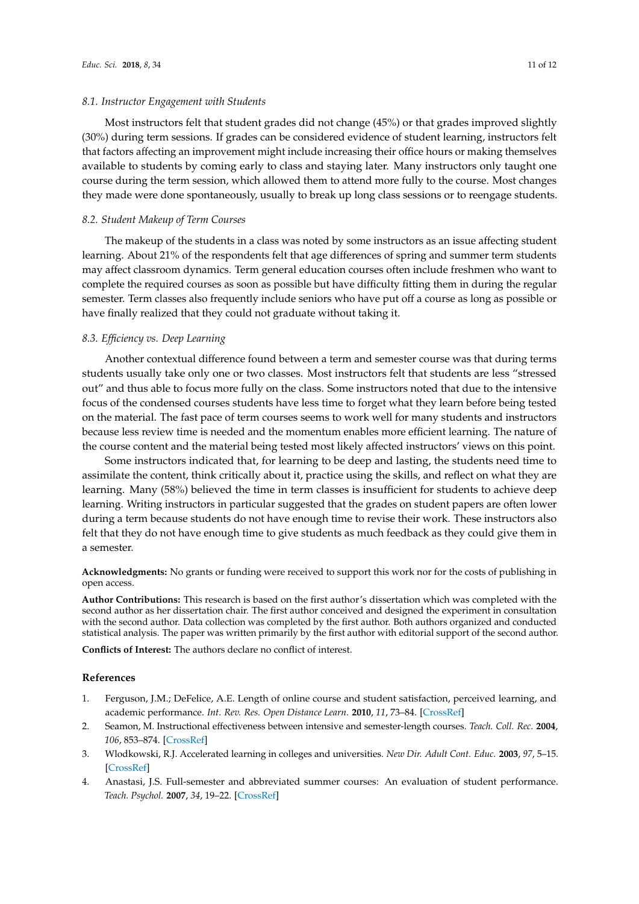### 8.1. Instructor Engagement with Students

Most instructors felt that student grades did not change (45%) or that grades improved slightly (30%) during term sessions. If grades can be considered evidence of student learning, instructors felt that factors affecting an improvement might include increasing their office hours or making themselves available to students by coming early to class and staying later. Many instructors only taught one course during the term session, which allowed them to attend more fully to the course. Most changes they made were done spontaneously, usually to break up long class sessions or to reengage students.

### 8.2. Student Makeup of Term Courses

The makeup of the students in a class was noted by some instructors as an issue affecting student learning. About 21% of the respondents felt that age differences of spring and summer term students may affect classroom dynamics. Term general education courses often include freshmen who want to complete the required courses as soon as possible but have difficulty fitting them in during the regular semester. Term classes also frequently include seniors who have put off a course as long as possible or have finally realized that they could not graduate without taking it.

### 8.3. Efficiency vs. Deep Learning

Another contextual difference found between a term and semester course was that during terms students usually take only one or two classes. Most instructors felt that students are less "stressed out" and thus able to focus more fully on the class. Some instructors noted that due to the intensive focus of the condensed courses students have less time to forget what they learn before being tested on the material. The fast pace of term courses seems to work well for many students and instructors because less review time is needed and the momentum enables more efficient learning. The nature of the course content and the material being tested most likely affected instructors' views on this point.

Some instructors indicated that, for learning to be deep and lasting, the students need time to assimilate the content, think critically about it, practice using the skills, and reflect on what they are learning. Many (58%) believed the time in term classes is insufficient for students to achieve deep learning. Writing instructors in particular suggested that the grades on student papers are often lower during a term because students do not have enough time to revise their work. These instructors also felt that they do not have enough time to give students as much feedback as they could give them in a semester.

**Acknowledgments:** No grants or funding were received to support this work nor for the costs of publishing in open access.

**Author Contributions:** This research is based on the first author's dissertation which was completed with the second author as her dissertation chair. The first author conceived and designed the experiment in consultation with the second author. Data collection was completed by the first author. Both authors organized and conducted statistical analysis. The paper was written primarily by the first author with editorial support of the second author.

**Conflicts of Interest:** The authors declare no conflict of interest.

## References

1. Ferguson, J.M.; DeFelice, A.E. Length of online course and student satisfaction, perceived learning, and academic performance. *Int. Rev. Res. Open Distance Learn.* **2010**, *11*, 73–84. [CrossRef]
2. Seamon, M. Instructional effectiveness between intensive and semester-length courses. *Teach. Coll. Rec.* **2004**, *106*, 853–874. [CrossRef]
3. Wlodkowski, R.J. Accelerated learning in colleges and universities. *New Dir. Adult Cont. Educ.* **2003**, *97*, 5–15. [CrossRef]
4. Anastasi, J.S. Full-semester and abbreviated summer courses: An evaluation of student performance. *Teach. Psychol.* **2007**, *34*, 19–22. [CrossRef]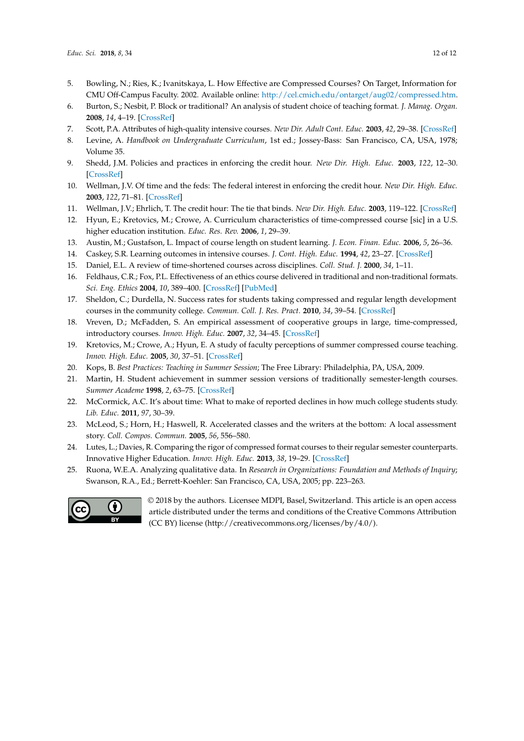5. Bowling, N.; Ries, K.; Ivanitskaya, L. How Effective are Compressed Courses? On Target, Information for CMU Off-Campus Faculty. 2002. Available online: http://cel.cmich.edu/ontarget/aug02/compressed.htm.
6. Burton, S.; Nesbit, P. Block or traditional? An analysis of student choice of teaching format. *J. Manag. Organ.* **2008**, *14*, 4–19. [CrossRef]
7. Scott, P.A. Attributes of high-quality intensive courses. *New Dir. Adult Cont. Educ.* **2003**, *42*, 29–38. [CrossRef]
8. Levine, A. *Handbook on Undergraduate Curriculum*, 1st ed.; Jossey-Bass: San Francisco, CA, USA, 1978; Volume 35.
9. Shedd, J.M. Policies and practices in enforcing the credit hour. *New Dir. High. Educ.* **2003**, *122*, 12–30. [CrossRef]
10. Wellman, J.V. Of time and the feds: The federal interest in enforcing the credit hour. *New Dir. High. Educ.* **2003**, *122*, 71–81. [CrossRef]
11. Wellman, J.V.; Ehrlich, T. The credit hour: The tie that binds. *New Dir. High. Educ.* **2003**, 119–122. [CrossRef]
12. Hyun, E.; Kretovics, M.; Crowe, A. Curriculum characteristics of time-compressed course [sic] in a U.S. higher education institution. *Educ. Res. Rev.* **2006**, *1*, 29–39.
13. Austin, M.; Gustafson, L. Impact of course length on student learning. *J. Econ. Finan. Educ.* **2006**, *5*, 26–36.
14. Caskey, S.R. Learning outcomes in intensive courses. *J. Cont. High. Educ.* **1994**, *42*, 23–27. [CrossRef]
15. Daniel, E.L. A review of time-shortened courses across disciplines. *Coll. Stud. J.* **2000**, *34*, 1–11.
16. Feldhaus, C.R.; Fox, P.L. Effectiveness of an ethics course delivered in traditional and non-traditional formats. *Sci. Eng. Ethics* **2004**, *10*, 389–400. [CrossRef] [PubMed]
17. Sheldon, C.; Durdella, N. Success rates for students taking compressed and regular length development courses in the community college. *Commun. Coll. J. Res. Pract.* **2010**, *34*, 39–54. [CrossRef]
18. Vreven, D.; McFadden, S. An empirical assessment of cooperative groups in large, time-compressed, introductory courses. *Innov. High. Educ.* **2007**, *32*, 34–45. [CrossRef]
19. Kretovics, M.; Crowe, A.; Hyun, E. A study of faculty perceptions of summer compressed course teaching. *Innov. High. Educ.* **2005**, *30*, 37–51. [CrossRef]
20. Kops, B. *Best Practices: Teaching in Summer Session*; The Free Library: Philadelphia, PA, USA, 2009.
21. Martin, H. Student achievement in summer session versions of traditionally semester-length courses. *Summer Academe* **1998**, *2*, 63–75. [CrossRef]
22. McCormick, A.C. It's about time: What to make of reported declines in how much college students study. *Lib. Educ.* **2011**, *97*, 30–39.
23. McLeod, S.; Horn, H.; Haswell, R. Accelerated classes and the writers at the bottom: A local assessment story. *Coll. Compos. Commun.* **2005**, *56*, 556–580.
24. Lutes, L.; Davies, R. Comparing the rigor of compressed format courses to their regular semester counterparts. Innovative Higher Education. *Innov. High. Educ.* **2013**, *38*, 19–29. [CrossRef]
25. Ruona, W.E.A. Analyzing qualitative data. In *Research in Organizations: Foundation and Methods of Inquiry*; Swanson, R.A., Ed.; Berrett-Koehler: San Francisco, CA, USA, 2005; pp. 223–263.

© 2018 by the authors. Licensee MDPI, Basel, Switzerland. This article is an open access article distributed under the terms and conditions of the Creative Commons Attribution (CC BY) license (http://creativecommons.org/licenses/by/4.0/).